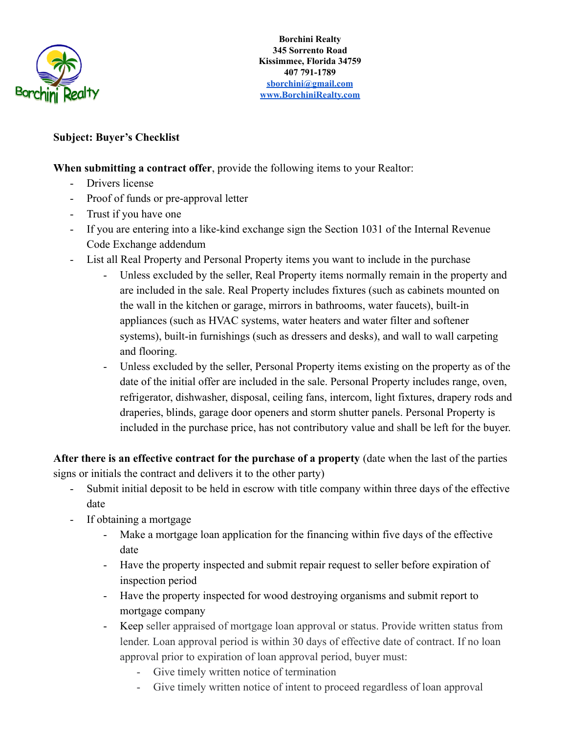**Borchini Realty**
**345 Sorrento Road**
**Kissimmee, Florida 34759**
**407 791-1789**
**sborchini@gmail.com**
**www.BorchiniRealty.com**

**Subject: Buyer's Checklist**

**When submitting a contract offer**, provide the following items to your Realtor:

- Drivers license
- Proof of funds or pre-approval letter
- Trust if you have one
- If you are entering into a like-kind exchange sign the Section 1031 of the Internal Revenue Code Exchange addendum
- List all Real Property and Personal Property items you want to include in the purchase
  - Unless excluded by the seller, Real Property items normally remain in the property and are included in the sale. Real Property includes fixtures (such as cabinets mounted on the wall in the kitchen or garage, mirrors in bathrooms, water faucets), built-in appliances (such as HVAC systems, water heaters and water filter and softener systems), built-in furnishings (such as dressers and desks), and wall to wall carpeting and flooring.
  - Unless excluded by the seller, Personal Property items existing on the property as of the date of the initial offer are included in the sale. Personal Property includes range, oven, refrigerator, dishwasher, disposal, ceiling fans, intercom, light fixtures, drapery rods and draperies, blinds, garage door openers and storm shutter panels. Personal Property is included in the purchase price, has not contributory value and shall be left for the buyer.

**After there is an effective contract for the purchase of a property** (date when the last of the parties signs or initials the contract and delivers it to the other party)

- Submit initial deposit to be held in escrow with title company within three days of the effective date
- If obtaining a mortgage
  - Make a mortgage loan application for the financing within five days of the effective date
  - Have the property inspected and submit repair request to seller before expiration of inspection period
  - Have the property inspected for wood destroying organisms and submit report to mortgage company
  - Keep seller appraised of mortgage loan approval or status. Provide written status from lender. Loan approval period is within 30 days of effective date of contract. If no loan approval prior to expiration of loan approval period, buyer must:
    - Give timely written notice of termination
    - Give timely written notice of intent to proceed regardless of loan approval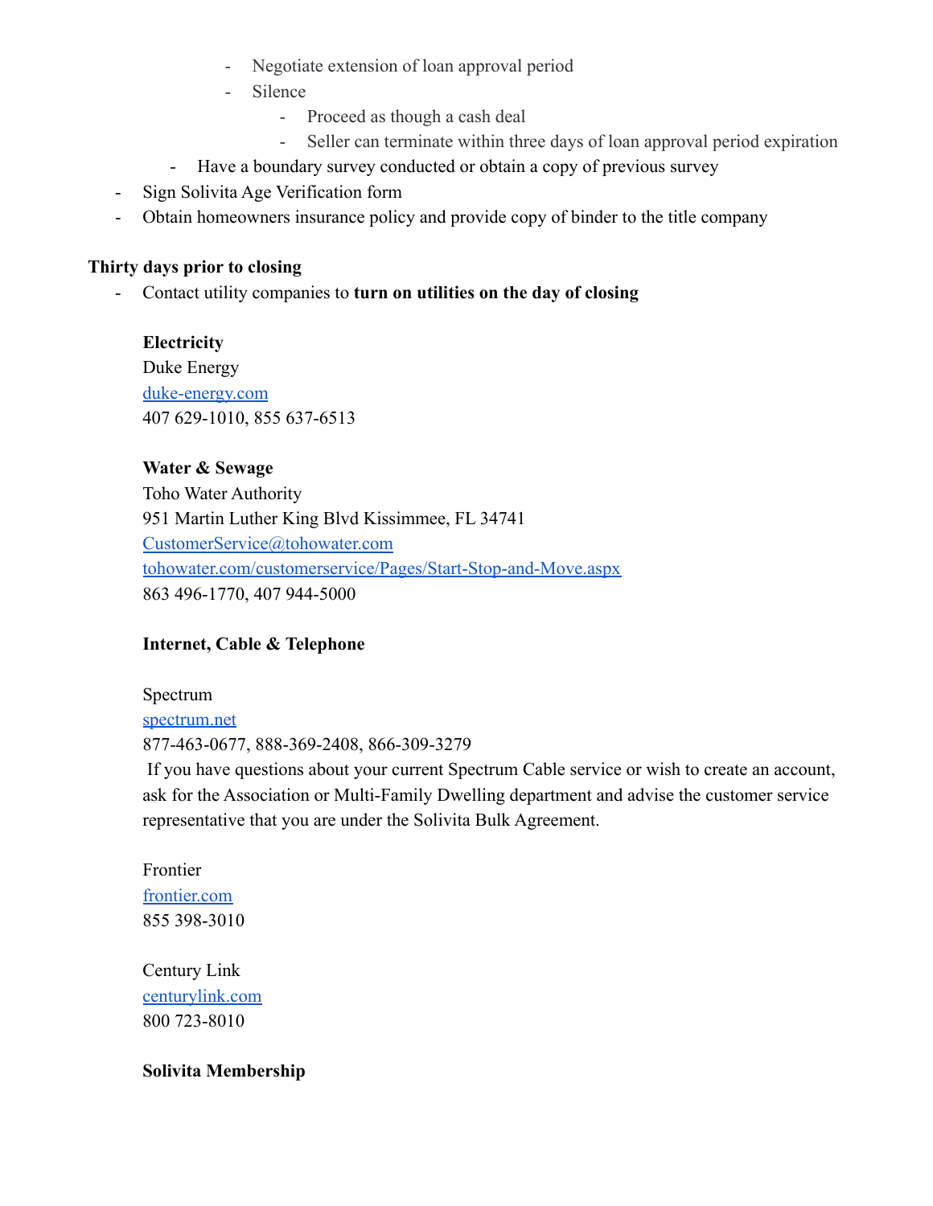- Negotiate extension of loan approval period
        - Silence
            - Proceed as though a cash deal
            - Seller can terminate within three days of loan approval period expiration
    - Have a boundary survey conducted or obtain a copy of previous survey
- Sign Solivita Age Verification form
- Obtain homeowners insurance policy and provide copy of binder to the title company

**Thirty days prior to closing**

- Contact utility companies to **turn on utilities on the day of closing**

**Electricity**
Duke Energy
[duke-energy.com](duke-energy.com)
407 629-1010, 855 637-6513

**Water & Sewage**
Toho Water Authority
951 Martin Luther King Blvd Kissimmee, FL 34741
[CustomerService@tohowater.com](mailto:CustomerService@tohowater.com)
[tohowater.com/customerservice/Pages/Start-Stop-and-Move.aspx](tohowater.com/customerservice/Pages/Start-Stop-and-Move.aspx)
863 496-1770, 407 944-5000

**Internet, Cable & Telephone**

Spectrum
[spectrum.net](spectrum.net)
877-463-0677, 888-369-2408, 866-309-3279
If you have questions about your current Spectrum Cable service or wish to create an account, ask for the Association or Multi-Family Dwelling department and advise the customer service representative that you are under the Solivita Bulk Agreement.

Frontier
[frontier.com](frontier.com)
855 398-3010

Century Link
[centurylink.com](centurylink.com)
800 723-8010

**Solivita Membership**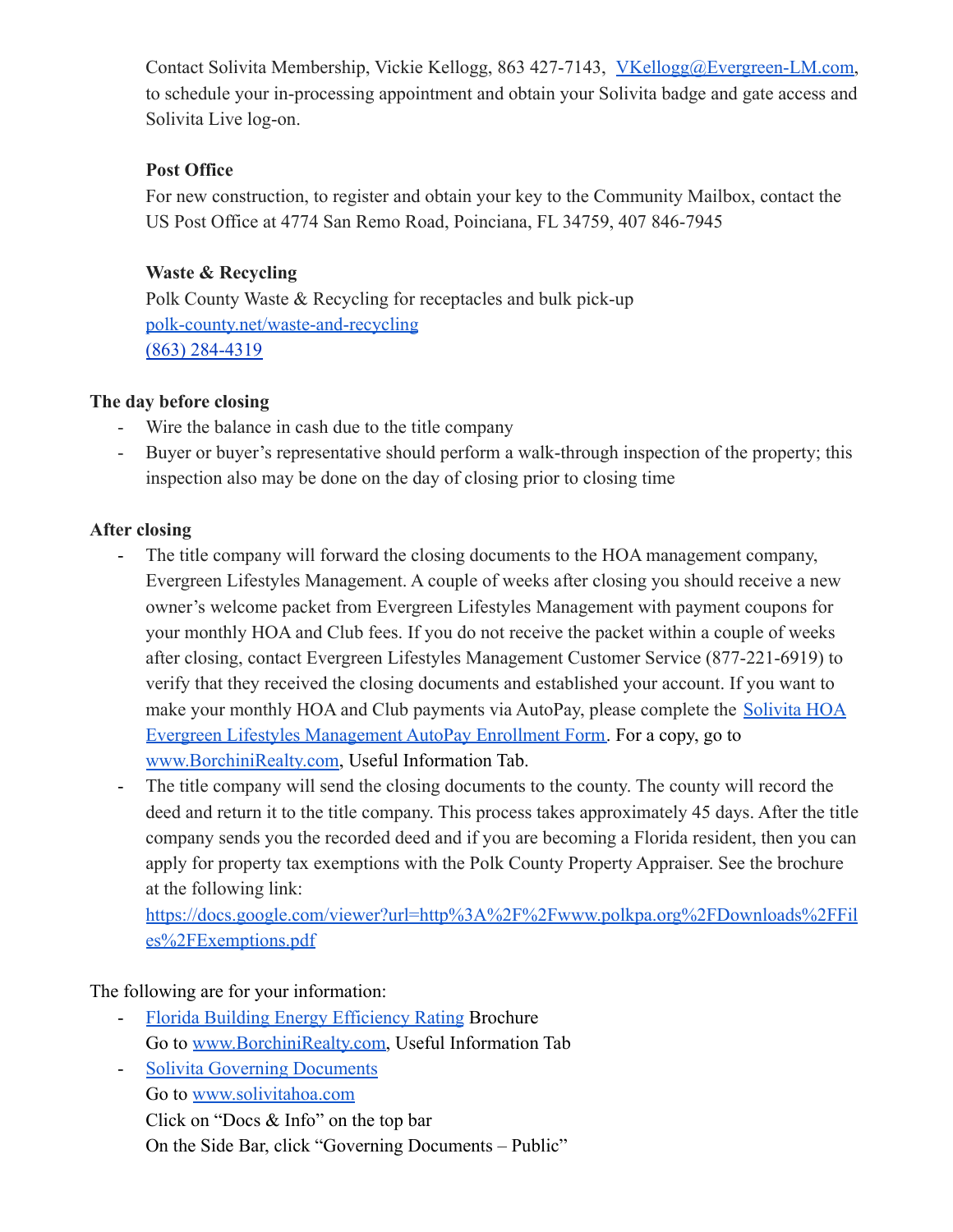Contact Solivita Membership, Vickie Kellogg, 863 427-7143, [VKellogg@Evergreen-LM.com](mailto:VKellogg@Evergreen-LM.com), to schedule your in-processing appointment and obtain your Solivita badge and gate access and Solivita Live log-on.

**Post Office**
For new construction, to register and obtain your key to the Community Mailbox, contact the US Post Office at 4774 San Remo Road, Poinciana, FL 34759, 407 846-7945

**Waste & Recycling**
Polk County Waste & Recycling for receptacles and bulk pick-up
[polk-county.net/waste-and-recycling](https://polk-county.net/waste-and-recycling)
[(863) 284-4319](tel:8632844319)

**The day before closing**

- Wire the balance in cash due to the title company
- Buyer or buyer's representative should perform a walk-through inspection of the property; this inspection also may be done on the day of closing prior to closing time

**After closing**

- The title company will forward the closing documents to the HOA management company, Evergreen Lifestyles Management. A couple of weeks after closing you should receive a new owner's welcome packet from Evergreen Lifestyles Management with payment coupons for your monthly HOA and Club fees. If you do not receive the packet within a couple of weeks after closing, contact Evergreen Lifestyles Management Customer Service (877-221-6919) to verify that they received the closing documents and established your account. If you want to make your monthly HOA and Club payments via AutoPay, please complete the Solivita HOA Evergreen Lifestyles Management AutoPay Enrollment Form. For a copy, go to [www.BorchiniRealty.com](http://www.BorchiniRealty.com), Useful Information Tab.
- The title company will send the closing documents to the county. The county will record the deed and return it to the title company. This process takes approximately 45 days. After the title company sends you the recorded deed and if you are becoming a Florida resident, then you can apply for property tax exemptions with the Polk County Property Appraiser. See the brochure at the following link:
[https://docs.google.com/viewer?url=http%3A%2F%2Fwww.polkpa.org%2FDownloads%2FFiles%2FExemptions.pdf](https://docs.google.com/viewer?url=http%3A%2F%2Fwww.polkpa.org%2FDownloads%2FFiles%2FExemptions.pdf)

The following are for your information:

- Florida Building Energy Efficiency Rating Brochure
Go to [www.BorchiniRealty.com](http://www.BorchiniRealty.com), Useful Information Tab
- Solivita Governing Documents
Go to [www.solivitahoa.com](http://www.solivitahoa.com)
Click on "Docs & Info" on the top bar
On the Side Bar, click "Governing Documents – Public"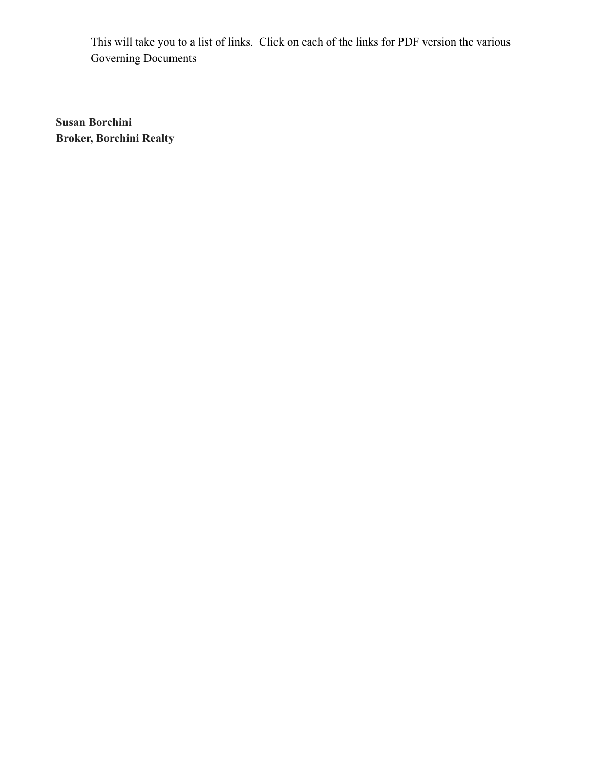This will take you to a list of links. Click on each of the links for PDF version the various Governing Documents

**Susan Borchini**
**Broker, Borchini Realty**